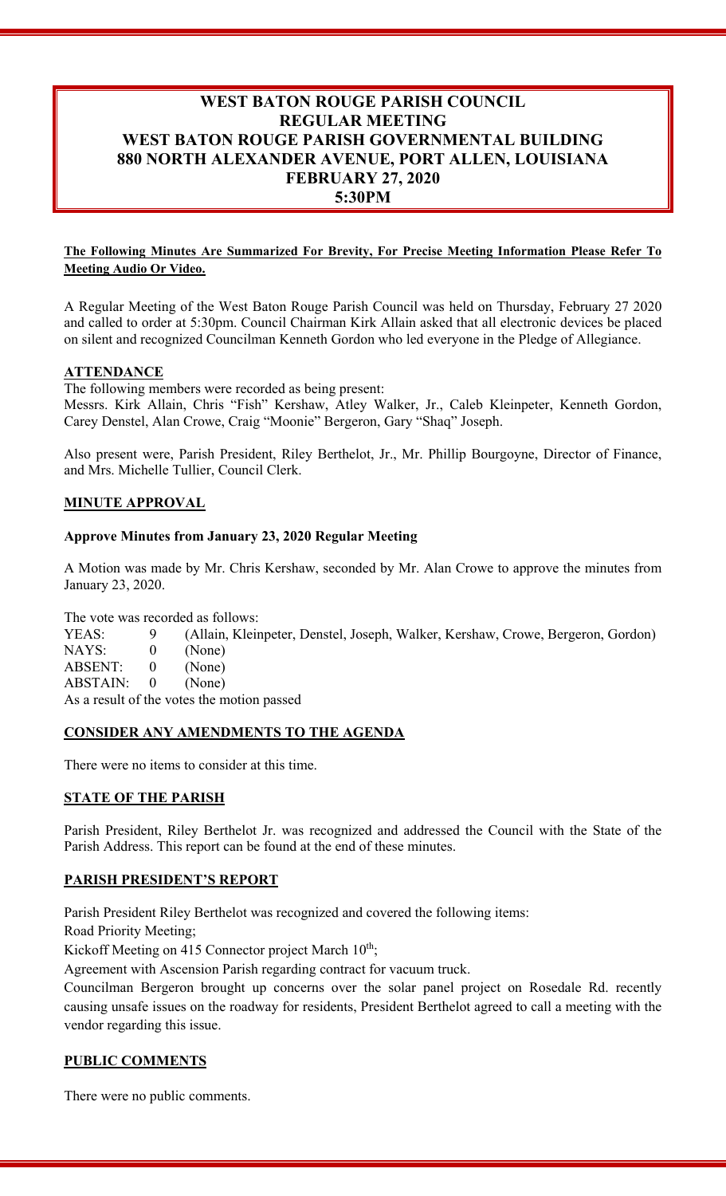# WEST BATON ROUGE PARISH COUNCIL
# REGULAR MEETING
# WEST BATON ROUGE PARISH GOVERNMENTAL BUILDING
# 880 NORTH ALEXANDER AVENUE, PORT ALLEN, LOUISIANA
# FEBRUARY 27, 2020
# 5:30PM

**The Following Minutes Are Summarized For Brevity, For Precise Meeting Information Please Refer To Meeting Audio Or Video.**

A Regular Meeting of the West Baton Rouge Parish Council was held on Thursday, February 27 2020 and called to order at 5:30pm. Council Chairman Kirk Allain asked that all electronic devices be placed on silent and recognized Councilman Kenneth Gordon who led everyone in the Pledge of Allegiance.

## ATTENDANCE

The following members were recorded as being present:
Messrs. Kirk Allain, Chris "Fish" Kershaw, Atley Walker, Jr., Caleb Kleinpeter, Kenneth Gordon, Carey Denstel, Alan Crowe, Craig "Moonie" Bergeron, Gary "Shaq" Joseph.

Also present were, Parish President, Riley Berthelot, Jr., Mr. Phillip Bourgoyne, Director of Finance, and Mrs. Michelle Tullier, Council Clerk.

## MINUTE APPROVAL

### Approve Minutes from January 23, 2020 Regular Meeting

A Motion was made by Mr. Chris Kershaw, seconded by Mr. Alan Crowe to approve the minutes from January 23, 2020.

The vote was recorded as follows:

| | | |
|---|---|---|
| YEAS: | 9 | (Allain, Kleinpeter, Denstel, Joseph, Walker, Kershaw, Crowe, Bergeron, Gordon) |
| NAYS: | 0 | (None) |
| ABSENT: | 0 | (None) |
| ABSTAIN: | 0 | (None) |

As a result of the votes the motion passed

## CONSIDER ANY AMENDMENTS TO THE AGENDA

There were no items to consider at this time.

## STATE OF THE PARISH

Parish President, Riley Berthelot Jr. was recognized and addressed the Council with the State of the Parish Address. This report can be found at the end of these minutes.

## PARISH PRESIDENT'S REPORT

Parish President Riley Berthelot was recognized and covered the following items:

Road Priority Meeting;

Kickoff Meeting on 415 Connector project March 10th;

Agreement with Ascension Parish regarding contract for vacuum truck.

Councilman Bergeron brought up concerns over the solar panel project on Rosedale Rd. recently causing unsafe issues on the roadway for residents, President Berthelot agreed to call a meeting with the vendor regarding this issue.

## PUBLIC COMMENTS

There were no public comments.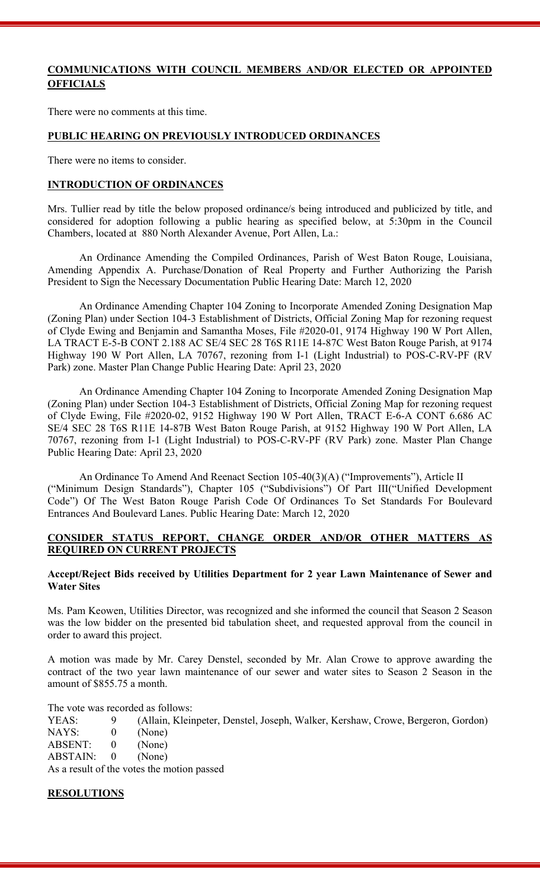## COMMUNICATIONS WITH COUNCIL MEMBERS AND/OR ELECTED OR APPOINTED OFFICIALS

There were no comments at this time.

## PUBLIC HEARING ON PREVIOUSLY INTRODUCED ORDINANCES

There were no items to consider.

## INTRODUCTION OF ORDINANCES

Mrs. Tullier read by title the below proposed ordinance/s being introduced and publicized by title, and considered for adoption following a public hearing as specified below, at 5:30pm in the Council Chambers, located at 880 North Alexander Avenue, Port Allen, La.:

An Ordinance Amending the Compiled Ordinances, Parish of West Baton Rouge, Louisiana, Amending Appendix A. Purchase/Donation of Real Property and Further Authorizing the Parish President to Sign the Necessary Documentation Public Hearing Date: March 12, 2020

An Ordinance Amending Chapter 104 Zoning to Incorporate Amended Zoning Designation Map (Zoning Plan) under Section 104-3 Establishment of Districts, Official Zoning Map for rezoning request of Clyde Ewing and Benjamin and Samantha Moses, File #2020-01, 9174 Highway 190 W Port Allen, LA TRACT E-5-B CONT 2.188 AC SE/4 SEC 28 T6S R11E 14-87C West Baton Rouge Parish, at 9174 Highway 190 W Port Allen, LA 70767, rezoning from I-1 (Light Industrial) to POS-C-RV-PF (RV Park) zone. Master Plan Change Public Hearing Date: April 23, 2020

An Ordinance Amending Chapter 104 Zoning to Incorporate Amended Zoning Designation Map (Zoning Plan) under Section 104-3 Establishment of Districts, Official Zoning Map for rezoning request of Clyde Ewing, File #2020-02, 9152 Highway 190 W Port Allen, TRACT E-6-A CONT 6.686 AC SE/4 SEC 28 T6S R11E 14-87B West Baton Rouge Parish, at 9152 Highway 190 W Port Allen, LA 70767, rezoning from I-1 (Light Industrial) to POS-C-RV-PF (RV Park) zone. Master Plan Change Public Hearing Date: April 23, 2020

An Ordinance To Amend And Reenact Section 105-40(3)(A) ("Improvements"), Article II ("Minimum Design Standards"), Chapter 105 ("Subdivisions") Of Part III("Unified Development Code") Of The West Baton Rouge Parish Code Of Ordinances To Set Standards For Boulevard Entrances And Boulevard Lanes. Public Hearing Date: March 12, 2020

## CONSIDER STATUS REPORT, CHANGE ORDER AND/OR OTHER MATTERS AS REQUIRED ON CURRENT PROJECTS

### Accept/Reject Bids received by Utilities Department for 2 year Lawn Maintenance of Sewer and Water Sites

Ms. Pam Keowen, Utilities Director, was recognized and she informed the council that Season 2 Season was the low bidder on the presented bid tabulation sheet, and requested approval from the council in order to award this project.

A motion was made by Mr. Carey Denstel, seconded by Mr. Alan Crowe to approve awarding the contract of the two year lawn maintenance of our sewer and water sites to Season 2 Season in the amount of $855.75 a month.

The vote was recorded as follows:

| | | |
|---|---|---|
| YEAS: | 9 | (Allain, Kleinpeter, Denstel, Joseph, Walker, Kershaw, Crowe, Bergeron, Gordon) |
| NAYS: | 0 | (None) |
| ABSENT: | 0 | (None) |
| ABSTAIN: | 0 | (None) |

As a result of the votes the motion passed

## RESOLUTIONS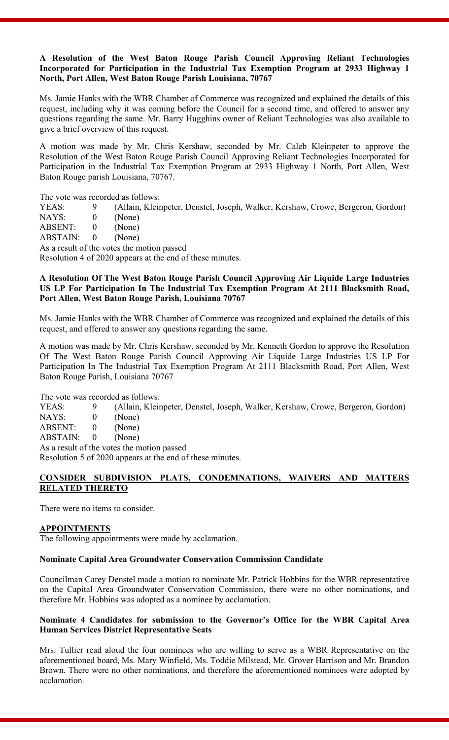**A Resolution of the West Baton Rouge Parish Council Approving Reliant Technologies Incorporated for Participation in the Industrial Tax Exemption Program at 2933 Highway 1 North, Port Allen, West Baton Rouge Parish Louisiana, 70767**

Ms. Jamie Hanks with the WBR Chamber of Commerce was recognized and explained the details of this request, including why it was coming before the Council for a second time, and offered to answer any questions regarding the same. Mr. Barry Hugghins owner of Reliant Technologies was also available to give a brief overview of this request.

A motion was made by Mr. Chris Kershaw, seconded by Mr. Caleb Kleinpeter to approve the Resolution of the West Baton Rouge Parish Council Approving Reliant Technologies Incorporated for Participation in the Industrial Tax Exemption Program at 2933 Highway 1 North, Port Allen, West Baton Rouge parish Louisiana, 70767.

The vote was recorded as follows:

| | | |
|---|---|---|
| YEAS: | 9 | (Allain, Kleinpeter, Denstel, Joseph, Walker, Kershaw, Crowe, Bergeron, Gordon) |
| NAYS: | 0 | (None) |
| ABSENT: | 0 | (None) |
| ABSTAIN: | 0 | (None) |

As a result of the votes the motion passed

Resolution 4 of 2020 appears at the end of these minutes.

**A Resolution Of The West Baton Rouge Parish Council Approving Air Liquide Large Industries US LP For Participation In The Industrial Tax Exemption Program At 2111 Blacksmith Road, Port Allen, West Baton Rouge Parish, Louisiana 70767**

Ms. Jamie Hanks with the WBR Chamber of Commerce was recognized and explained the details of this request, and offered to answer any questions regarding the same.

A motion was made by Mr. Chris Kershaw, seconded by Mr. Kenneth Gordon to approve the Resolution Of The West Baton Rouge Parish Council Approving Air Liquide Large Industries US LP For Participation In The Industrial Tax Exemption Program At 2111 Blacksmith Road, Port Allen, West Baton Rouge Parish, Louisiana 70767

The vote was recorded as follows:

| | | |
|---|---|---|
| YEAS: | 9 | (Allain, Kleinpeter, Denstel, Joseph, Walker, Kershaw, Crowe, Bergeron, Gordon) |
| NAYS: | 0 | (None) |
| ABSENT: | 0 | (None) |
| ABSTAIN: | 0 | (None) |

As a result of the votes the motion passed

Resolution 5 of 2020 appears at the end of these minutes.

## CONSIDER SUBDIVISION PLATS, CONDEMNATIONS, WAIVERS AND MATTERS RELATED THERETO

There were no items to consider.

## APPOINTMENTS

The following appointments were made by acclamation.

**Nominate Capital Area Groundwater Conservation Commission Candidate**

Councilman Carey Denstel made a motion to nominate Mr. Patrick Hobbins for the WBR representative on the Capital Area Groundwater Conservation Commission, there were no other nominations, and therefore Mr. Hobbins was adopted as a nominee by acclamation.

**Nominate 4 Candidates for submission to the Governor's Office for the WBR Capital Area Human Services District Representative Seats**

Mrs. Tullier read aloud the four nominees who are willing to serve as a WBR Representative on the aforementioned board, Ms. Mary Winfield, Ms. Toddie Milstead, Mr. Grover Harrison and Mr. Brandon Brown. There were no other nominations, and therefore the aforementioned nominees were adopted by acclamation.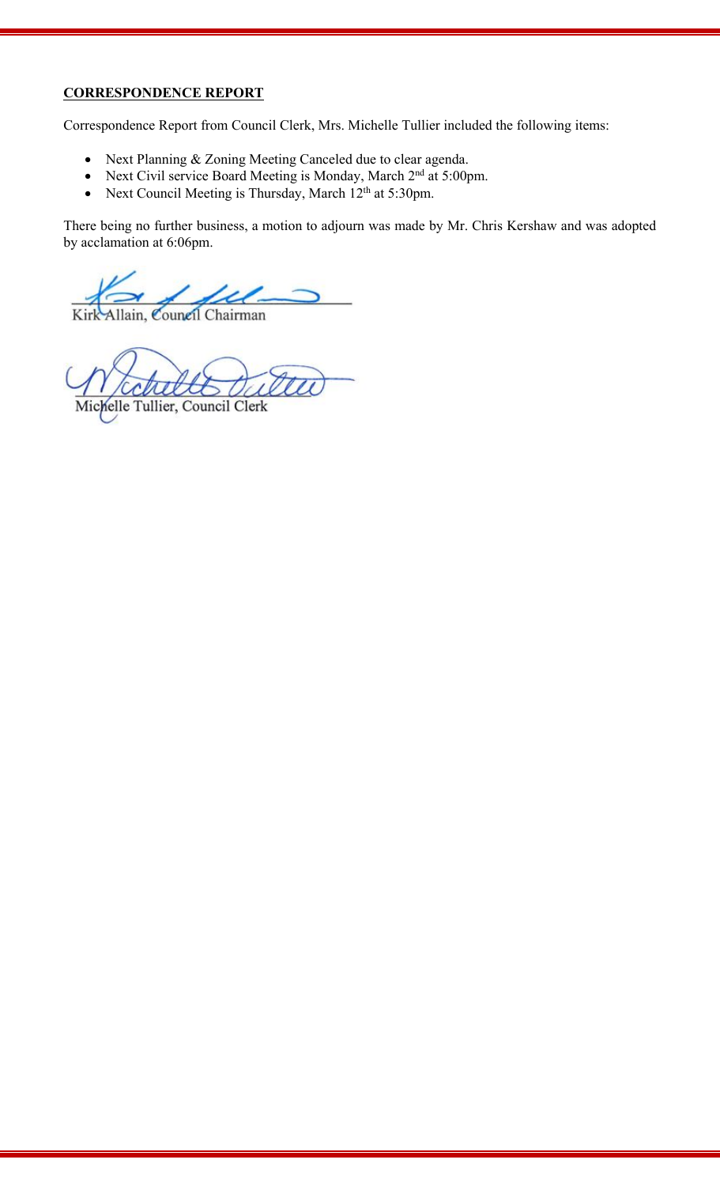**CORRESPONDENCE REPORT**

Correspondence Report from Council Clerk, Mrs. Michelle Tullier included the following items:

- Next Planning & Zoning Meeting Canceled due to clear agenda.
- Next Civil service Board Meeting is Monday, March 2nd at 5:00pm.
- Next Council Meeting is Thursday, March 12th at 5:30pm.

There being no further business, a motion to adjourn was made by Mr. Chris Kershaw and was adopted by acclamation at 6:06pm.

Kirk Allain, Council Chairman

Michelle Tullier, Council Clerk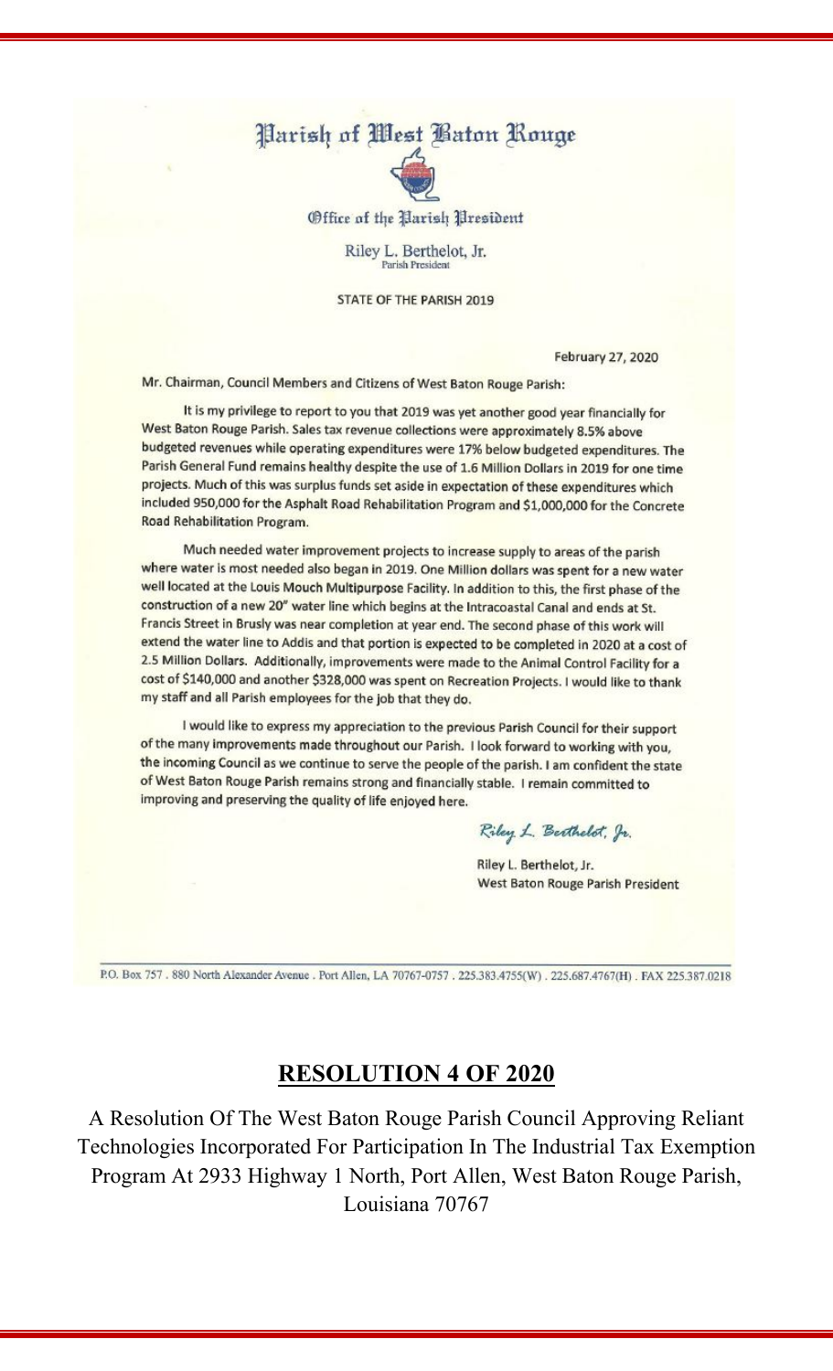# Parish of West Baton Rouge

Office of the Parish President

Riley L. Berthelot, Jr.
Parish President

STATE OF THE PARISH 2019

February 27, 2020

Mr. Chairman, Council Members and Citizens of West Baton Rouge Parish:

It is my privilege to report to you that 2019 was yet another good year financially for West Baton Rouge Parish. Sales tax revenue collections were approximately 8.5% above budgeted revenues while operating expenditures were 17% below budgeted expenditures. The Parish General Fund remains healthy despite the use of 1.6 Million Dollars in 2019 for one time projects. Much of this was surplus funds set aside in expectation of these expenditures which included 950,000 for the Asphalt Road Rehabilitation Program and $1,000,000 for the Concrete Road Rehabilitation Program.

Much needed water improvement projects to increase supply to areas of the parish where water is most needed also began in 2019. One Million dollars was spent for a new water well located at the Louis Mouch Multipurpose Facility. In addition to this, the first phase of the construction of a new 20" water line which begins at the Intracoastal Canal and ends at St. Francis Street in Brusly was near completion at year end. The second phase of this work will extend the water line to Addis and that portion is expected to be completed in 2020 at a cost of 2.5 Million Dollars. Additionally, improvements were made to the Animal Control Facility for a cost of $140,000 and another $328,000 was spent on Recreation Projects. I would like to thank my staff and all Parish employees for the job that they do.

I would like to express my appreciation to the previous Parish Council for their support of the many improvements made throughout our Parish. I look forward to working with you, the incoming Council as we continue to serve the people of the parish. I am confident the state of West Baton Rouge Parish remains strong and financially stable. I remain committed to improving and preserving the quality of life enjoyed here.

*Riley L. Berthelot, Jr.*

Riley L. Berthelot, Jr.
West Baton Rouge Parish President

P.O. Box 757 . 880 North Alexander Avenue . Port Allen, LA 70767-0757 . 225.383.4755(W) . 225.687.4767(H) . FAX 225.387.0218

## RESOLUTION 4 OF 2020

A Resolution Of The West Baton Rouge Parish Council Approving Reliant Technologies Incorporated For Participation In The Industrial Tax Exemption Program At 2933 Highway 1 North, Port Allen, West Baton Rouge Parish, Louisiana 70767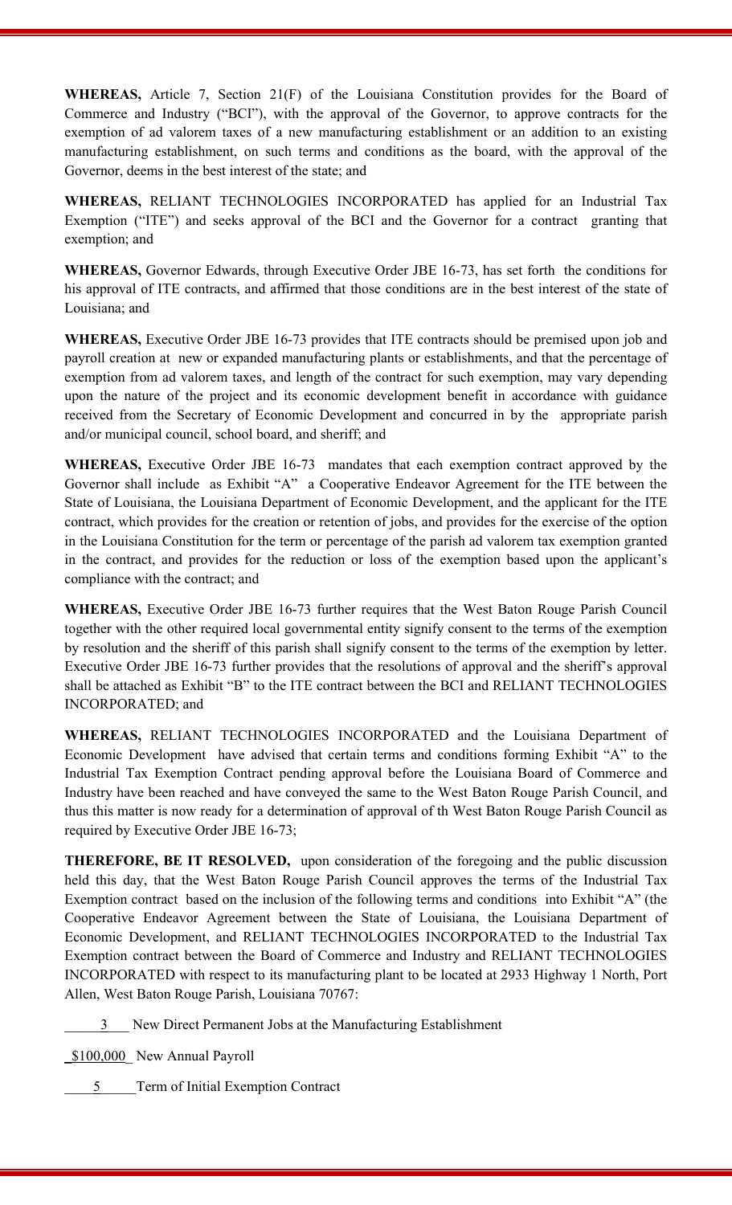**WHEREAS,** Article 7, Section 21(F) of the Louisiana Constitution provides for the Board of Commerce and Industry ("BCI"), with the approval of the Governor, to approve contracts for the exemption of ad valorem taxes of a new manufacturing establishment or an addition to an existing manufacturing establishment, on such terms and conditions as the board, with the approval of the Governor, deems in the best interest of the state; and

**WHEREAS,** RELIANT TECHNOLOGIES INCORPORATED has applied for an Industrial Tax Exemption ("ITE") and seeks approval of the BCI and the Governor for a contract granting that exemption; and

**WHEREAS,** Governor Edwards, through Executive Order JBE 16-73, has set forth the conditions for his approval of ITE contracts, and affirmed that those conditions are in the best interest of the state of Louisiana; and

**WHEREAS,** Executive Order JBE 16-73 provides that ITE contracts should be premised upon job and payroll creation at new or expanded manufacturing plants or establishments, and that the percentage of exemption from ad valorem taxes, and length of the contract for such exemption, may vary depending upon the nature of the project and its economic development benefit in accordance with guidance received from the Secretary of Economic Development and concurred in by the appropriate parish and/or municipal council, school board, and sheriff; and

**WHEREAS,** Executive Order JBE 16-73 mandates that each exemption contract approved by the Governor shall include as Exhibit "A" a Cooperative Endeavor Agreement for the ITE between the State of Louisiana, the Louisiana Department of Economic Development, and the applicant for the ITE contract, which provides for the creation or retention of jobs, and provides for the exercise of the option in the Louisiana Constitution for the term or percentage of the parish ad valorem tax exemption granted in the contract, and provides for the reduction or loss of the exemption based upon the applicant's compliance with the contract; and

**WHEREAS,** Executive Order JBE 16-73 further requires that the West Baton Rouge Parish Council together with the other required local governmental entity signify consent to the terms of the exemption by resolution and the sheriff of this parish shall signify consent to the terms of the exemption by letter. Executive Order JBE 16-73 further provides that the resolutions of approval and the sheriff's approval shall be attached as Exhibit "B" to the ITE contract between the BCI and RELIANT TECHNOLOGIES INCORPORATED; and

**WHEREAS,** RELIANT TECHNOLOGIES INCORPORATED and the Louisiana Department of Economic Development have advised that certain terms and conditions forming Exhibit "A" to the Industrial Tax Exemption Contract pending approval before the Louisiana Board of Commerce and Industry have been reached and have conveyed the same to the West Baton Rouge Parish Council, and thus this matter is now ready for a determination of approval of th West Baton Rouge Parish Council as required by Executive Order JBE 16-73;

**THEREFORE, BE IT RESOLVED,** upon consideration of the foregoing and the public discussion held this day, that the West Baton Rouge Parish Council approves the terms of the Industrial Tax Exemption contract based on the inclusion of the following terms and conditions into Exhibit "A" (the Cooperative Endeavor Agreement between the State of Louisiana, the Louisiana Department of Economic Development, and RELIANT TECHNOLOGIES INCORPORATED to the Industrial Tax Exemption contract between the Board of Commerce and Industry and RELIANT TECHNOLOGIES INCORPORATED with respect to its manufacturing plant to be located at 2933 Highway 1 North, Port Allen, West Baton Rouge Parish, Louisiana 70767:

___3___ New Direct Permanent Jobs at the Manufacturing Establishment

_$100,000_ New Annual Payroll

___5___ Term of Initial Exemption Contract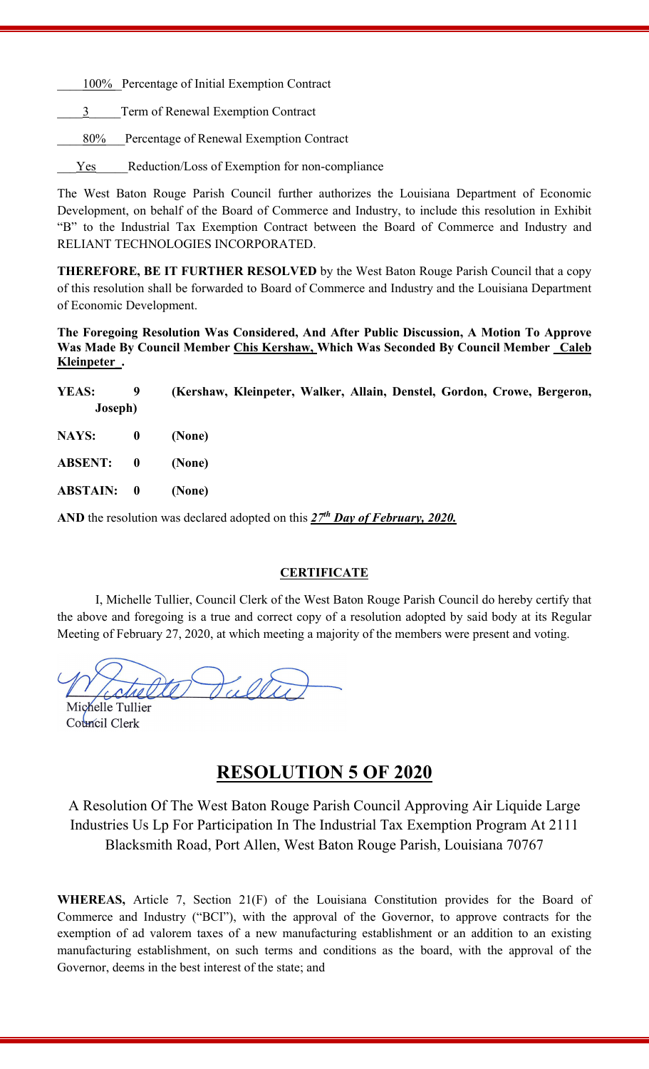100% Percentage of Initial Exemption Contract

3 Term of Renewal Exemption Contract

80% Percentage of Renewal Exemption Contract

Yes Reduction/Loss of Exemption for non-compliance

The West Baton Rouge Parish Council further authorizes the Louisiana Department of Economic Development, on behalf of the Board of Commerce and Industry, to include this resolution in Exhibit "B" to the Industrial Tax Exemption Contract between the Board of Commerce and Industry and RELIANT TECHNOLOGIES INCORPORATED.

**THEREFORE, BE IT FURTHER RESOLVED** by the West Baton Rouge Parish Council that a copy of this resolution shall be forwarded to Board of Commerce and Industry and the Louisiana Department of Economic Development.

**The Foregoing Resolution Was Considered, And After Public Discussion, A Motion To Approve Was Made By Council Member Chis Kershaw, Which Was Seconded By Council Member Caleb Kleinpeter .**

**YEAS: 9 (Kershaw, Kleinpeter, Walker, Allain, Denstel, Gordon, Crowe, Bergeron, Joseph)**

**NAYS: 0 (None)**

**ABSENT: 0 (None)**

**ABSTAIN: 0 (None)**

**AND** the resolution was declared adopted on this ***27th Day of February, 2020.***

**CERTIFICATE**

I, Michelle Tullier, Council Clerk of the West Baton Rouge Parish Council do hereby certify that the above and foregoing is a true and correct copy of a resolution adopted by said body at its Regular Meeting of February 27, 2020, at which meeting a majority of the members were present and voting.

Michelle Tullier
Council Clerk

# RESOLUTION 5 OF 2020

A Resolution Of The West Baton Rouge Parish Council Approving Air Liquide Large Industries Us Lp For Participation In The Industrial Tax Exemption Program At 2111 Blacksmith Road, Port Allen, West Baton Rouge Parish, Louisiana 70767

**WHEREAS,** Article 7, Section 21(F) of the Louisiana Constitution provides for the Board of Commerce and Industry ("BCI"), with the approval of the Governor, to approve contracts for the exemption of ad valorem taxes of a new manufacturing establishment or an addition to an existing manufacturing establishment, on such terms and conditions as the board, with the approval of the Governor, deems in the best interest of the state; and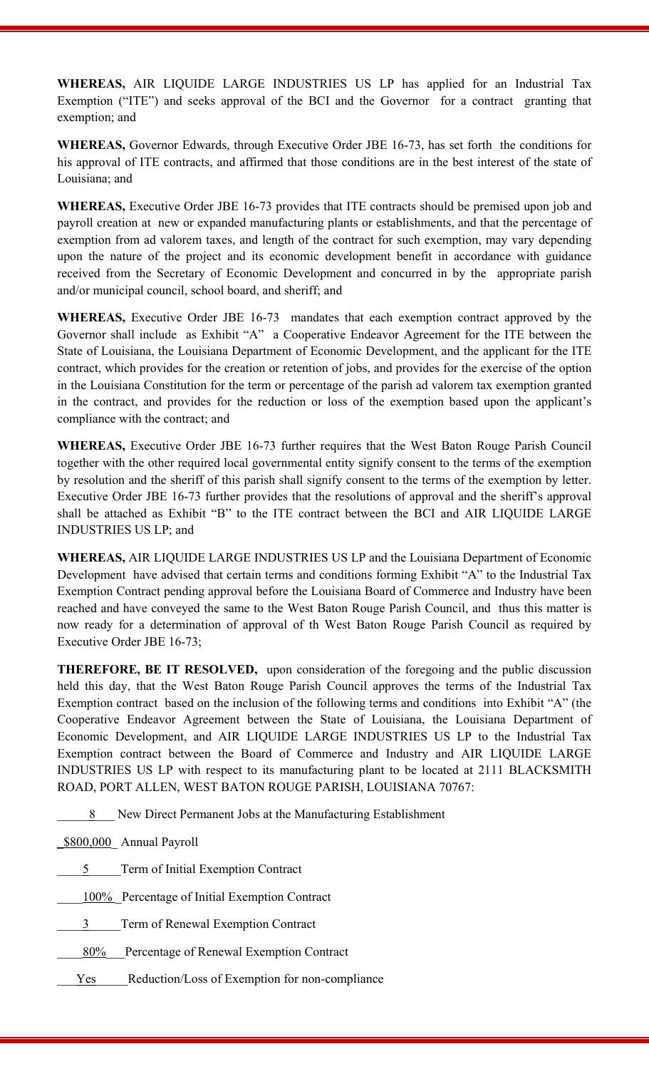**WHEREAS,** AIR LIQUIDE LARGE INDUSTRIES US LP has applied for an Industrial Tax Exemption ("ITE") and seeks approval of the BCI and the Governor for a contract granting that exemption; and

**WHEREAS,** Governor Edwards, through Executive Order JBE 16-73, has set forth the conditions for his approval of ITE contracts, and affirmed that those conditions are in the best interest of the state of Louisiana; and

**WHEREAS,** Executive Order JBE 16-73 provides that ITE contracts should be premised upon job and payroll creation at new or expanded manufacturing plants or establishments, and that the percentage of exemption from ad valorem taxes, and length of the contract for such exemption, may vary depending upon the nature of the project and its economic development benefit in accordance with guidance received from the Secretary of Economic Development and concurred in by the appropriate parish and/or municipal council, school board, and sheriff; and

**WHEREAS,** Executive Order JBE 16-73 mandates that each exemption contract approved by the Governor shall include as Exhibit "A" a Cooperative Endeavor Agreement for the ITE between the State of Louisiana, the Louisiana Department of Economic Development, and the applicant for the ITE contract, which provides for the creation or retention of jobs, and provides for the exercise of the option in the Louisiana Constitution for the term or percentage of the parish ad valorem tax exemption granted in the contract, and provides for the reduction or loss of the exemption based upon the applicant's compliance with the contract; and

**WHEREAS,** Executive Order JBE 16-73 further requires that the West Baton Rouge Parish Council together with the other required local governmental entity signify consent to the terms of the exemption by resolution and the sheriff of this parish shall signify consent to the terms of the exemption by letter. Executive Order JBE 16-73 further provides that the resolutions of approval and the sheriff's approval shall be attached as Exhibit "B" to the ITE contract between the BCI and AIR LIQUIDE LARGE INDUSTRIES US LP; and

**WHEREAS,** AIR LIQUIDE LARGE INDUSTRIES US LP and the Louisiana Department of Economic Development have advised that certain terms and conditions forming Exhibit "A" to the Industrial Tax Exemption Contract pending approval before the Louisiana Board of Commerce and Industry have been reached and have conveyed the same to the West Baton Rouge Parish Council, and thus this matter is now ready for a determination of approval of th West Baton Rouge Parish Council as required by Executive Order JBE 16-73;

**THEREFORE, BE IT RESOLVED,** upon consideration of the foregoing and the public discussion held this day, that the West Baton Rouge Parish Council approves the terms of the Industrial Tax Exemption contract based on the inclusion of the following terms and conditions into Exhibit "A" (the Cooperative Endeavor Agreement between the State of Louisiana, the Louisiana Department of Economic Development, and AIR LIQUIDE LARGE INDUSTRIES US LP to the Industrial Tax Exemption contract between the Board of Commerce and Industry and AIR LIQUIDE LARGE INDUSTRIES US LP with respect to its manufacturing plant to be located at 2111 BLACKSMITH ROAD, PORT ALLEN, WEST BATON ROUGE PARISH, LOUISIANA 70767:

\_\_\_8\_\_\_ New Direct Permanent Jobs at the Manufacturing Establishment

\_$800,000\_ Annual Payroll

\_\_\_5\_\_\_ Term of Initial Exemption Contract

\_\_\_100%\_\_ Percentage of Initial Exemption Contract

\_\_\_3\_\_\_ Term of Renewal Exemption Contract

\_\_\_80%\_\_ Percentage of Renewal Exemption Contract

\_\_\_Yes\_\_\_ Reduction/Loss of Exemption for non-compliance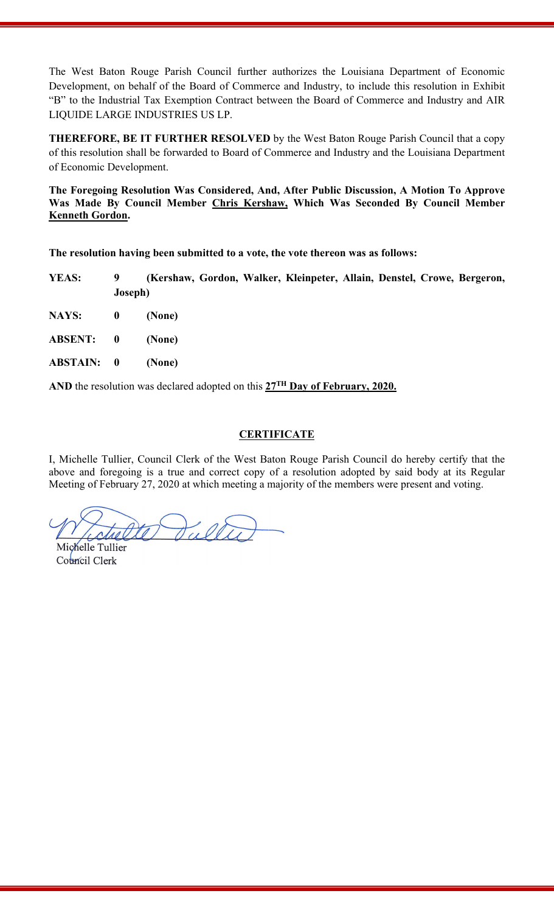The West Baton Rouge Parish Council further authorizes the Louisiana Department of Economic Development, on behalf of the Board of Commerce and Industry, to include this resolution in Exhibit "B" to the Industrial Tax Exemption Contract between the Board of Commerce and Industry and AIR LIQUIDE LARGE INDUSTRIES US LP.

**THEREFORE, BE IT FURTHER RESOLVED** by the West Baton Rouge Parish Council that a copy of this resolution shall be forwarded to Board of Commerce and Industry and the Louisiana Department of Economic Development.

**The Foregoing Resolution Was Considered, And, After Public Discussion, A Motion To Approve Was Made By Council Member Chris Kershaw, Which Was Seconded By Council Member Kenneth Gordon.**

**The resolution having been submitted to a vote, the vote thereon was as follows:**

**YEAS: 9 (Kershaw, Gordon, Walker, Kleinpeter, Allain, Denstel, Crowe, Bergeron, Joseph)**

**NAYS: 0 (None)**

**ABSENT: 0 (None)**

**ABSTAIN: 0 (None)**

**AND** the resolution was declared adopted on this **27TH Day of February, 2020.**

## CERTIFICATE

I, Michelle Tullier, Council Clerk of the West Baton Rouge Parish Council do hereby certify that the above and foregoing is a true and correct copy of a resolution adopted by said body at its Regular Meeting of February 27, 2020 at which meeting a majority of the members were present and voting.

Michelle Tullier
Council Clerk